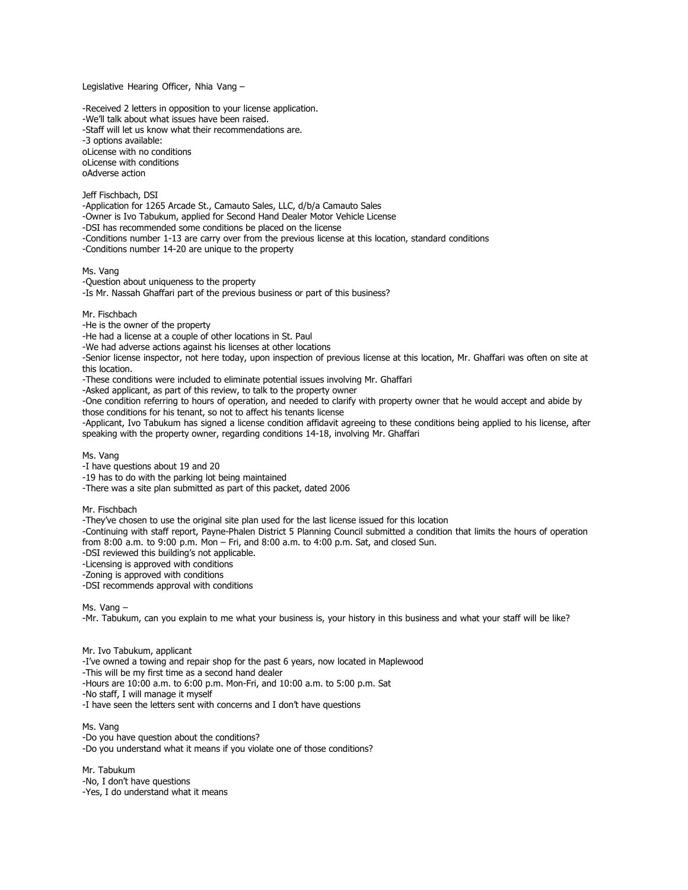Legislative Hearing Officer, Nhia Vang –

-Received 2 letters in opposition to your license application.
-We'll talk about what issues have been raised.
-Staff will let us know what their recommendations are.
-3 options available:
oLicense with no conditions
oLicense with conditions
oAdverse action

Jeff Fischbach, DSI
-Application for 1265 Arcade St., Camauto Sales, LLC, d/b/a Camauto Sales
-Owner is Ivo Tabukum, applied for Second Hand Dealer Motor Vehicle License
-DSI has recommended some conditions be placed on the license
-Conditions number 1-13 are carry over from the previous license at this location, standard conditions
-Conditions number 14-20 are unique to the property

Ms. Vang
-Question about uniqueness to the property
-Is Mr. Nassah Ghaffari part of the previous business or part of this business?

Mr. Fischbach
-He is the owner of the property
-He had a license at a couple of other locations in St. Paul
-We had adverse actions against his licenses at other locations
-Senior license inspector, not here today, upon inspection of previous license at this location, Mr. Ghaffari was often on site at this location.
-These conditions were included to eliminate potential issues involving Mr. Ghaffari
-Asked applicant, as part of this review, to talk to the property owner
-One condition referring to hours of operation, and needed to clarify with property owner that he would accept and abide by those conditions for his tenant, so not to affect his tenants license
-Applicant, Ivo Tabukum has signed a license condition affidavit agreeing to these conditions being applied to his license, after speaking with the property owner, regarding conditions 14-18, involving Mr. Ghaffari

Ms. Vang
-I have questions about 19 and 20
-19 has to do with the parking lot being maintained
-There was a site plan submitted as part of this packet, dated 2006

Mr. Fischbach
-They've chosen to use the original site plan used for the last license issued for this location
-Continuing with staff report, Payne-Phalen District 5 Planning Council submitted a condition that limits the hours of operation from 8:00 a.m. to 9:00 p.m. Mon – Fri, and 8:00 a.m. to 4:00 p.m. Sat, and closed Sun.
-DSI reviewed this building's not applicable.
-Licensing is approved with conditions
-Zoning is approved with conditions
-DSI recommends approval with conditions

Ms. Vang –
-Mr. Tabukum, can you explain to me what your business is, your history in this business and what your staff will be like?

Mr. Ivo Tabukum, applicant
-I've owned a towing and repair shop for the past 6 years, now located in Maplewood
-This will be my first time as a second hand dealer
-Hours are 10:00 a.m. to 6:00 p.m. Mon-Fri, and 10:00 a.m. to 5:00 p.m. Sat
-No staff, I will manage it myself
-I have seen the letters sent with concerns and I don't have questions

Ms. Vang
-Do you have question about the conditions?
-Do you understand what it means if you violate one of those conditions?

Mr. Tabukum
-No, I don't have questions
-Yes, I do understand what it means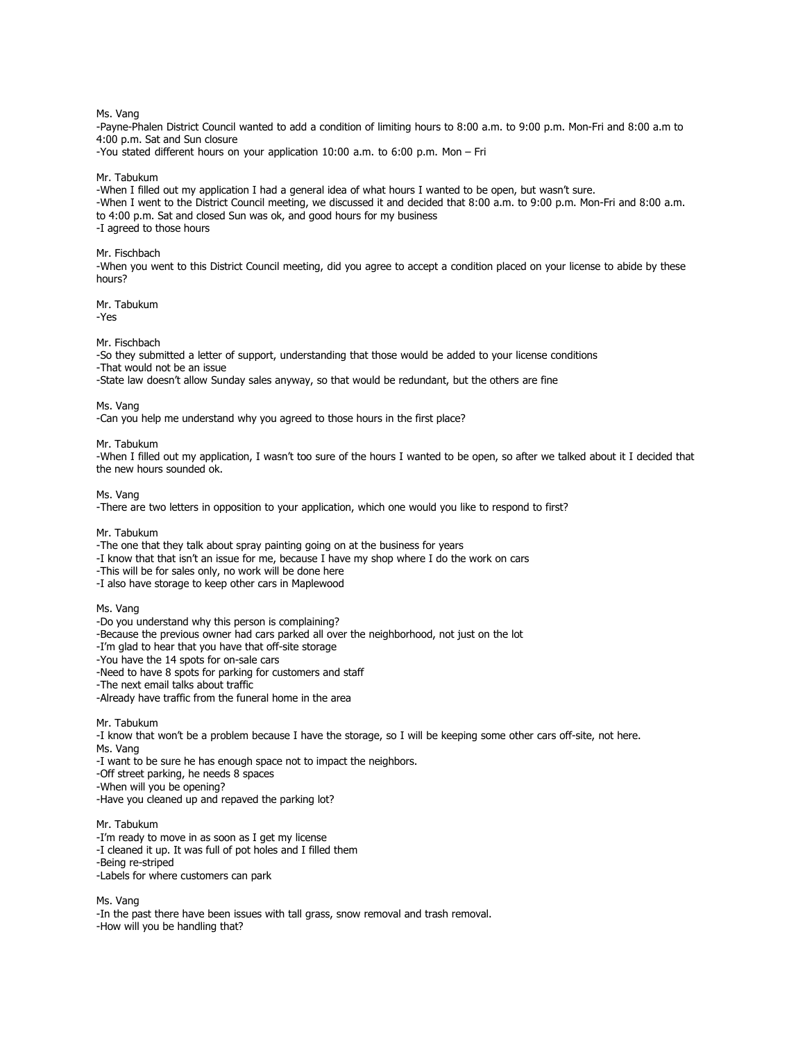Ms. Vang

-Payne-Phalen District Council wanted to add a condition of limiting hours to 8:00 a.m. to 9:00 p.m. Mon-Fri and 8:00 a.m to 4:00 p.m. Sat and Sun closure

-You stated different hours on your application 10:00 a.m. to 6:00 p.m. Mon – Fri

Mr. Tabukum

-When I filled out my application I had a general idea of what hours I wanted to be open, but wasn't sure.

-When I went to the District Council meeting, we discussed it and decided that 8:00 a.m. to 9:00 p.m. Mon-Fri and 8:00 a.m. to 4:00 p.m. Sat and closed Sun was ok, and good hours for my business

-I agreed to those hours

Mr. Fischbach

-When you went to this District Council meeting, did you agree to accept a condition placed on your license to abide by these hours?

Mr. Tabukum

-Yes

Mr. Fischbach

-So they submitted a letter of support, understanding that those would be added to your license conditions

-That would not be an issue

-State law doesn't allow Sunday sales anyway, so that would be redundant, but the others are fine

Ms. Vang

-Can you help me understand why you agreed to those hours in the first place?

Mr. Tabukum

-When I filled out my application, I wasn't too sure of the hours I wanted to be open, so after we talked about it I decided that the new hours sounded ok.

Ms. Vang

-There are two letters in opposition to your application, which one would you like to respond to first?

Mr. Tabukum

-The one that they talk about spray painting going on at the business for years

-I know that that isn't an issue for me, because I have my shop where I do the work on cars

-This will be for sales only, no work will be done here

-I also have storage to keep other cars in Maplewood

Ms. Vang

-Do you understand why this person is complaining?

-Because the previous owner had cars parked all over the neighborhood, not just on the lot

-I'm glad to hear that you have that off-site storage

-You have the 14 spots for on-sale cars

-Need to have 8 spots for parking for customers and staff

-The next email talks about traffic

-Already have traffic from the funeral home in the area

Mr. Tabukum

-I know that won't be a problem because I have the storage, so I will be keeping some other cars off-site, not here.

Ms. Vang

-I want to be sure he has enough space not to impact the neighbors.

-Off street parking, he needs 8 spaces

-When will you be opening?

-Have you cleaned up and repaved the parking lot?

Mr. Tabukum

-I'm ready to move in as soon as I get my license

-I cleaned it up. It was full of pot holes and I filled them

-Being re-striped

-Labels for where customers can park

Ms. Vang

-In the past there have been issues with tall grass, snow removal and trash removal.

-How will you be handling that?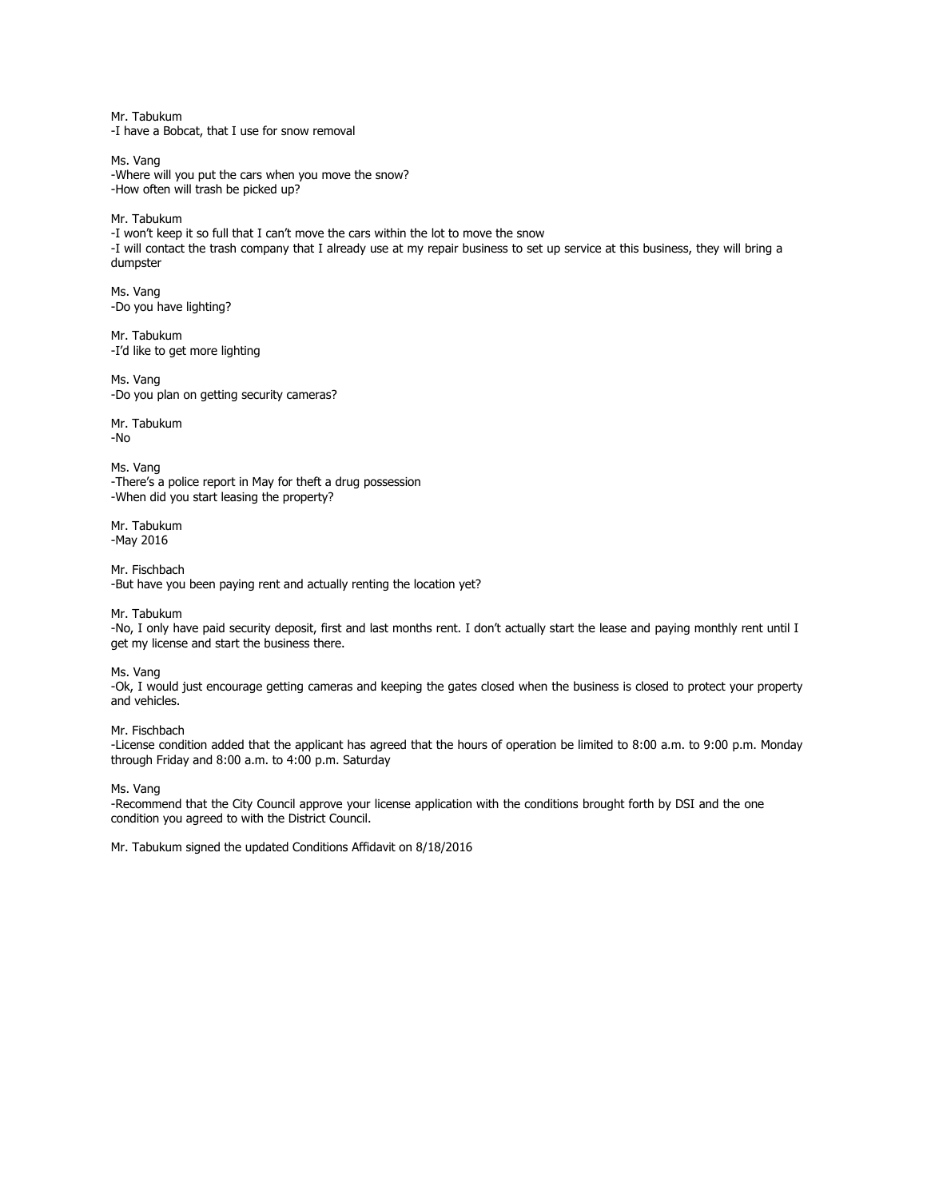Mr. Tabukum
-I have a Bobcat, that I use for snow removal

Ms. Vang
-Where will you put the cars when you move the snow?
-How often will trash be picked up?

Mr. Tabukum
-I won't keep it so full that I can't move the cars within the lot to move the snow
-I will contact the trash company that I already use at my repair business to set up service at this business, they will bring a dumpster

Ms. Vang
-Do you have lighting?

Mr. Tabukum
-I'd like to get more lighting

Ms. Vang
-Do you plan on getting security cameras?

Mr. Tabukum
-No

Ms. Vang
-There's a police report in May for theft a drug possession
-When did you start leasing the property?

Mr. Tabukum
-May 2016

Mr. Fischbach
-But have you been paying rent and actually renting the location yet?

Mr. Tabukum
-No, I only have paid security deposit, first and last months rent. I don't actually start the lease and paying monthly rent until I get my license and start the business there.

Ms. Vang
-Ok, I would just encourage getting cameras and keeping the gates closed when the business is closed to protect your property and vehicles.

Mr. Fischbach
-License condition added that the applicant has agreed that the hours of operation be limited to 8:00 a.m. to 9:00 p.m. Monday through Friday and 8:00 a.m. to 4:00 p.m. Saturday

Ms. Vang
-Recommend that the City Council approve your license application with the conditions brought forth by DSI and the one condition you agreed to with the District Council.

Mr. Tabukum signed the updated Conditions Affidavit on 8/18/2016